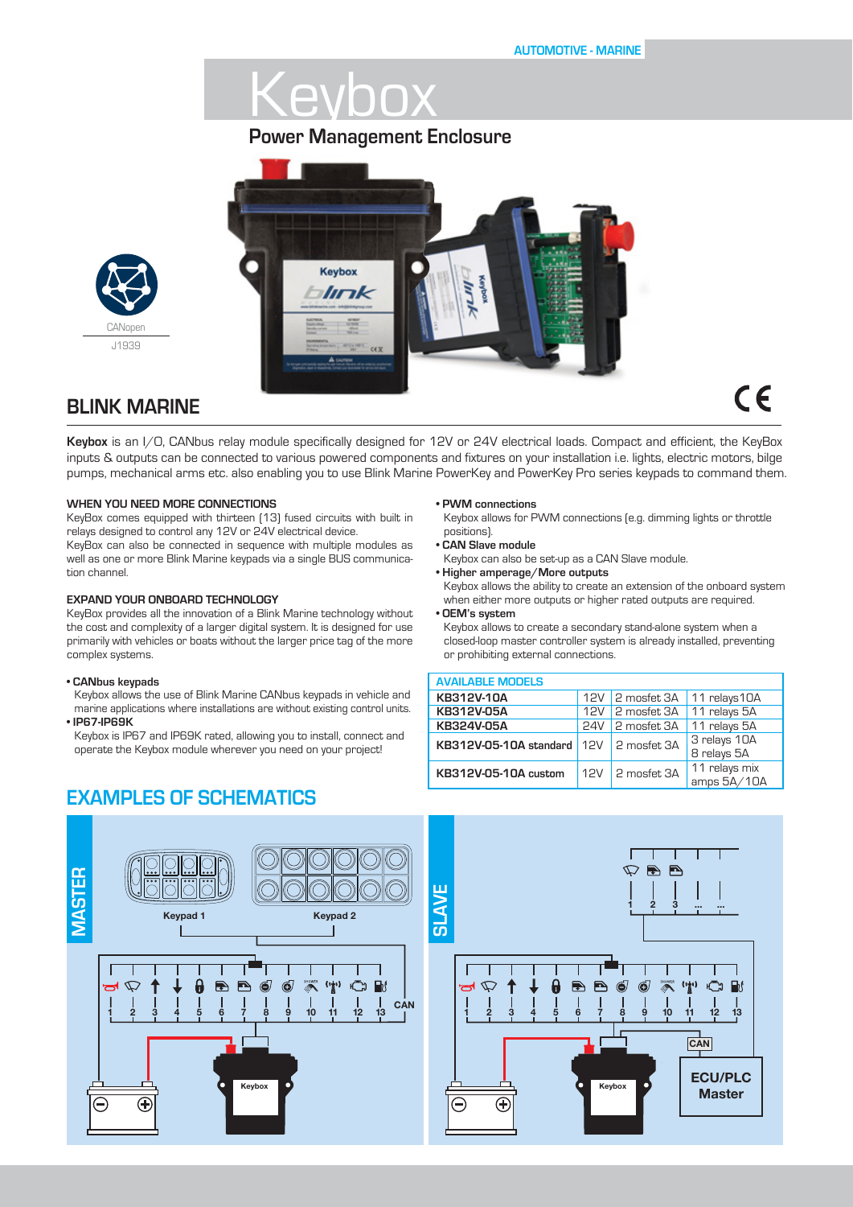AUTOMOTIVE - MARINE

# Keybox

## Power Management Enclosure

CANopen
J1939

## BLINK MARINE

**Keybox** is an I/O, CANbus relay module specifically designed for 12V or 24V electrical loads. Compact and efficient, the KeyBox inputs & outputs can be connected to various powered components and fixtures on your installation i.e. lights, electric motors, bilge pumps, mechanical arms etc. also enabling you to use Blink Marine PowerKey and PowerKey Pro series keypads to command them.

### WHEN YOU NEED MORE CONNECTIONS

KeyBox comes equipped with thirteen (13) fused circuits with built in relays designed to control any 12V or 24V electrical device.
KeyBox can also be connected in sequence with multiple modules as well as one or more Blink Marine keypads via a single BUS communication channel.

### EXPAND YOUR ONBOARD TECHNOLOGY

KeyBox provides all the innovation of a Blink Marine technology without the cost and complexity of a larger digital system. It is designed for use primarily with vehicles or boats without the larger price tag of the more complex systems.

- **CANbus keypads**
  Keybox allows the use of Blink Marine CANbus keypads in vehicle and marine applications where installations are without existing control units.
- **IP67-IP69K**
  Keybox is IP67 and IP69K rated, allowing you to install, connect and operate the Keybox module wherever you need on your project!
- **PWM connections**
  Keybox allows for PWM connections (e.g. dimming lights or throttle positions).
- **CAN Slave module**
  Keybox can also be set-up as a CAN Slave module.
- **Higher amperage/More outputs**
  Keybox allows the ability to create an extension of the onboard system when either more outputs or higher rated outputs are required.
- **OEM's system**
  Keybox allows to create a secondary stand-alone system when a closed-loop master controller system is already installed, preventing or prohibiting external connections.

| AVAILABLE MODELS | | | |
|---|---|---|---|
| **KB312V-10A** | 12V | 2 mosfet 3A | 11 relays10A |
| **KB312V-05A** | 12V | 2 mosfet 3A | 11 relays 5A |
| **KB324V-05A** | 24V | 2 mosfet 3A | 11 relays 5A |
| **KB312V-05-10A standard** | 12V | 2 mosfet 3A | 3 relays 10A<br>8 relays 5A |
| **KB312V-05-10A custom** | 12V | 2 mosfet 3A | 11 relays mix amps 5A/10A |

## EXAMPLES OF SCHEMATICS

MASTER

Keypad 1
Keypad 2
1 2 3 4 5 6 7 8 9 10 11 12 13
CAN
Keybox

SLAVE

1 2 3 ... ...
1 2 3 4 5 6 7 8 9 10 11 12 13
CAN
Keybox
ECU/PLC Master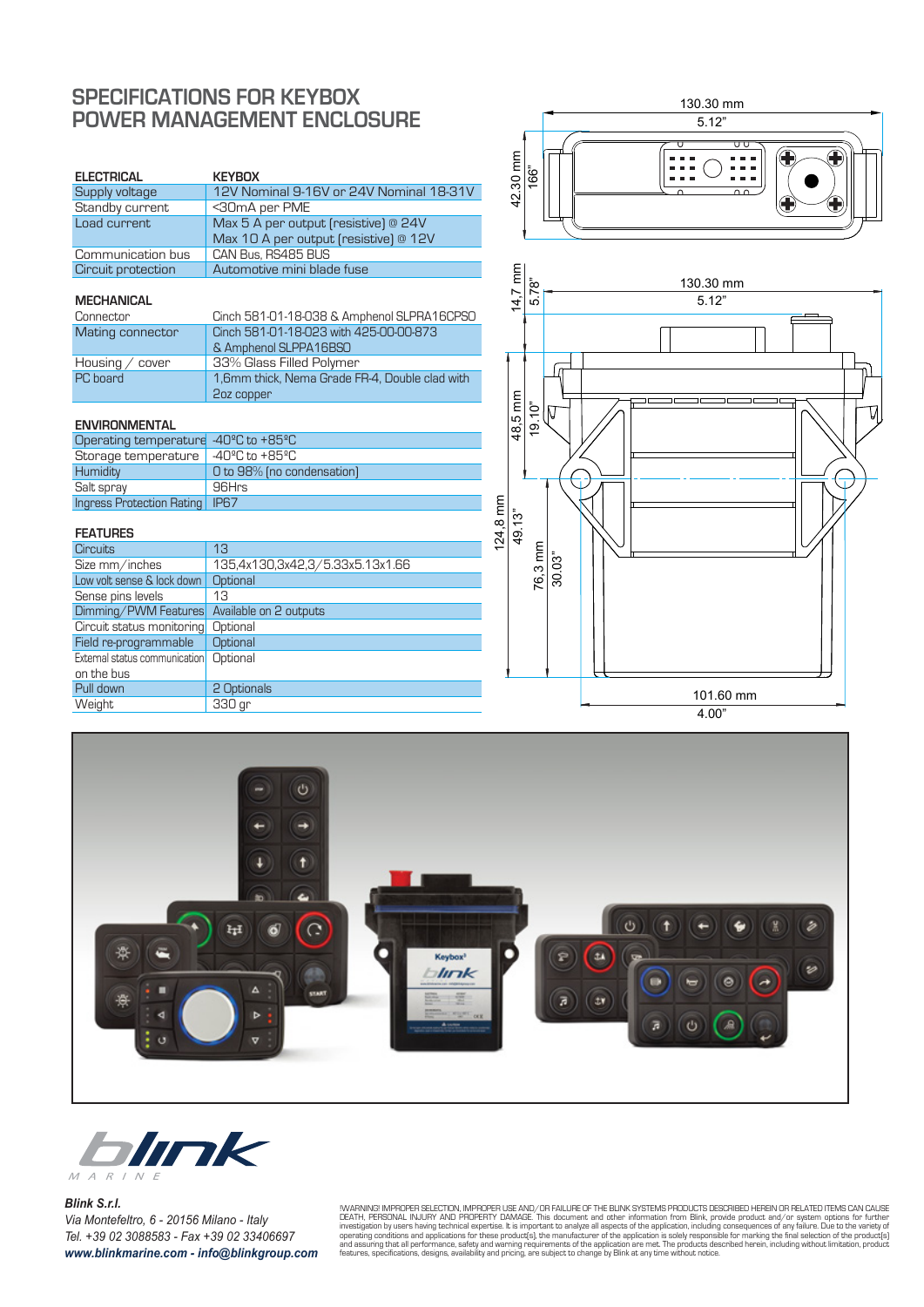# SPECIFICATIONS FOR KEYBOX POWER MANAGEMENT ENCLOSURE

| ELECTRICAL | KEYBOX |
|---|---|
| Supply voltage | 12V Nominal 9-16V or 24V Nominal 18-31V |
| Standby current | <30mA per PME |
| Load current | Max 5 A per output (resistive) @ 24V<br>Max 10 A per output (resistive) @ 12V |
| Communication bus | CAN Bus, RS485 BUS |
| Circuit protection | Automotive mini blade fuse |

| MECHANICAL | |
|---|---|
| Connector | Cinch 581-01-18-038 & Amphenol SLPRA16CPSO |
| Mating connector | Cinch 581-01-18-023 with 425-00-00-873<br>& Amphenol SLPPA16BSO |
| Housing / cover | 33% Glass Filled Polymer |
| PC board | 1,6mm thick, Nema Grade FR-4, Double clad with 2oz copper |

| ENVIRONMENTAL | |
|---|---|
| Operating temperature | -40ºC to +85ºC |
| Storage temperature | -40ºC to +85ºC |
| Humidity | 0 to 98% (no condensation) |
| Salt spray | 96Hrs |
| Ingress Protection Rating | IP67 |

| FEATURES | |
|---|---|
| Circuits | 13 |
| Size mm/inches | 135,4x130,3x42,3/5.33x5.13x1.66 |
| Low volt sense & lock down | Optional |
| Sense pins levels | 13 |
| Dimming/PWM Features | Available on 2 outputs |
| Circuit status monitoring | Optional |
| Field re-programmable | Optional |
| External status communication on the bus | Optional |
| Pull down | 2 Optionals |
| Weight | 330 gr |

130.30 mm
5.12"
42.30 mm
1.66"
14,7 mm
5.78"
130.30 mm
5.12"
48,5 mm
19.10"
124,8 mm
49.13"
76,3 mm
30.03"
101.60 mm
4.00"

blink MARINE

***Blink S.r.l.***
*Via Montefeltro, 6 - 20156 Milano - Italy*
*Tel. +39 02 3088583 - Fax +39 02 33406697*
***www.blinkmarine.com - info@blinkgroup.com***

!WARNING! IMPROPER SELECTION, IMPROPER USE AND/OR FAILURE OF THE BLINK SYSTEMS PRODUCTS DESCRIBED HEREIN OR RELATED ITEMS CAN CAUSE DEATH, PERSONAL INJURY AND PROPERTY DAMAGE. This document and other information from Blink, provide product and/or system options for further investigation by users having technical expertise. It is important to analyze all aspects of the application, including consequences of any failure. Due to the variety of operating conditions and applications for these product(s), the manufacturer of the application is solely responsible for marking the final selection of the product(s) and assuring that all performance, safety and warning requirements of the application are met. The products described herein, including without limitation, product features, specifications, designs, availability and pricing, are subject to change by Blink at any time without notice.